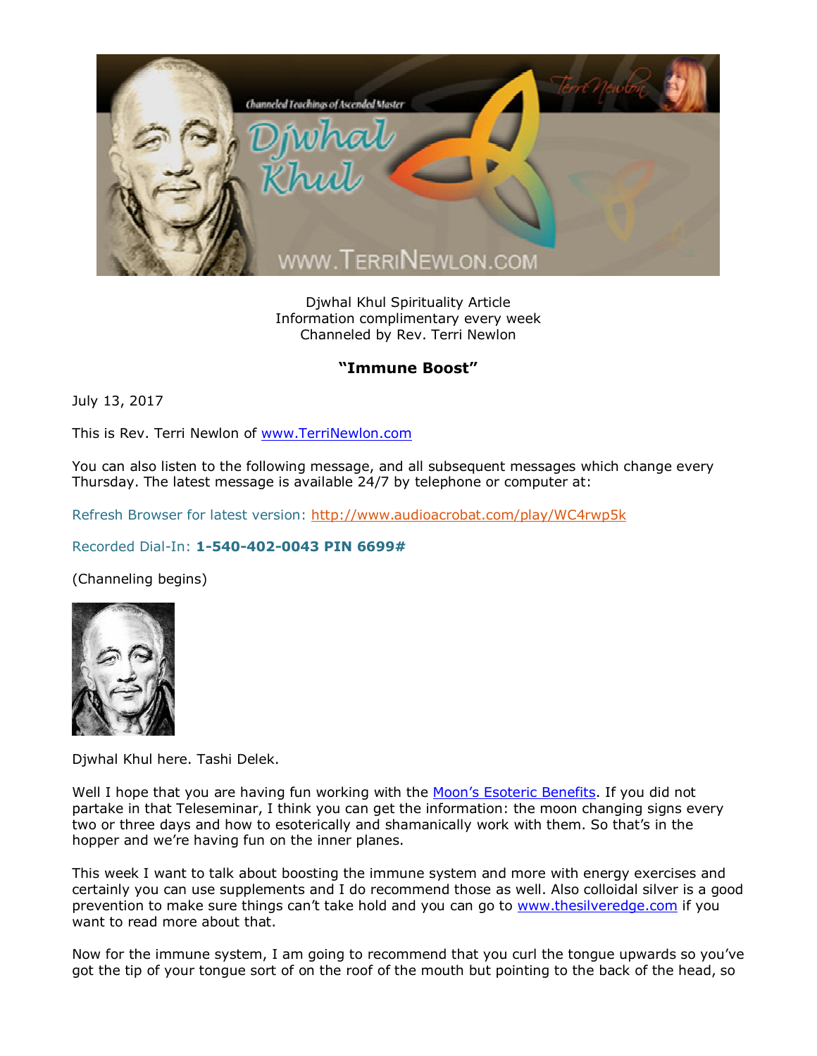Djwhal Khul Spirituality Article
Information complimentary every week
Channeled by Rev. Terri Newlon

**"Immune Boost"**

July 13, 2017

This is Rev. Terri Newlon of www.TerriNewlon.com

You can also listen to the following message, and all subsequent messages which change every Thursday. The latest message is available 24/7 by telephone or computer at:

Refresh Browser for latest version: http://www.audioacrobat.com/play/WC4rwp5k

Recorded Dial-In: **1-540-402-0043 PIN 6699#**

(Channeling begins)

Djwhal Khul here. Tashi Delek.

Well I hope that you are having fun working with the Moon's Esoteric Benefits. If you did not partake in that Teleseminar, I think you can get the information: the moon changing signs every two or three days and how to esoterically and shamanically work with them. So that's in the hopper and we're having fun on the inner planes.

This week I want to talk about boosting the immune system and more with energy exercises and certainly you can use supplements and I do recommend those as well. Also colloidal silver is a good prevention to make sure things can't take hold and you can go to www.thesilveredge.com if you want to read more about that.

Now for the immune system, I am going to recommend that you curl the tongue upwards so you've got the tip of your tongue sort of on the roof of the mouth but pointing to the back of the head, so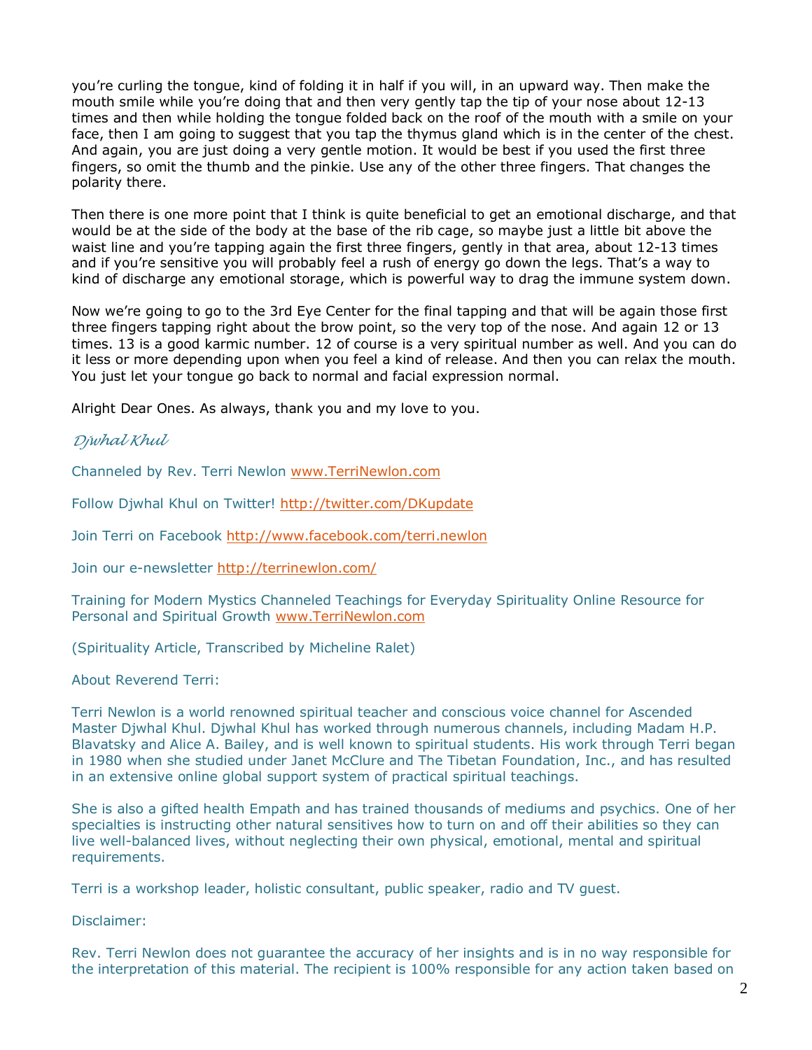you're curling the tongue, kind of folding it in half if you will, in an upward way. Then make the mouth smile while you're doing that and then very gently tap the tip of your nose about 12-13 times and then while holding the tongue folded back on the roof of the mouth with a smile on your face, then I am going to suggest that you tap the thymus gland which is in the center of the chest. And again, you are just doing a very gentle motion. It would be best if you used the first three fingers, so omit the thumb and the pinkie. Use any of the other three fingers. That changes the polarity there.

Then there is one more point that I think is quite beneficial to get an emotional discharge, and that would be at the side of the body at the base of the rib cage, so maybe just a little bit above the waist line and you're tapping again the first three fingers, gently in that area, about 12-13 times and if you're sensitive you will probably feel a rush of energy go down the legs. That's a way to kind of discharge any emotional storage, which is powerful way to drag the immune system down.

Now we're going to go to the 3rd Eye Center for the final tapping and that will be again those first three fingers tapping right about the brow point, so the very top of the nose. And again 12 or 13 times. 13 is a good karmic number. 12 of course is a very spiritual number as well. And you can do it less or more depending upon when you feel a kind of release. And then you can relax the mouth. You just let your tongue go back to normal and facial expression normal.

Alright Dear Ones. As always, thank you and my love to you.

*Djwhal Khul*

Channeled by Rev. Terri Newlon www.TerriNewlon.com

Follow Djwhal Khul on Twitter! http://twitter.com/DKupdate

Join Terri on Facebook http://www.facebook.com/terri.newlon

Join our e-newsletter http://terrinewlon.com/

Training for Modern Mystics Channeled Teachings for Everyday Spirituality Online Resource for Personal and Spiritual Growth www.TerriNewlon.com

(Spirituality Article, Transcribed by Micheline Ralet)

About Reverend Terri:

Terri Newlon is a world renowned spiritual teacher and conscious voice channel for Ascended Master Djwhal Khul. Djwhal Khul has worked through numerous channels, including Madam H.P. Blavatsky and Alice A. Bailey, and is well known to spiritual students. His work through Terri began in 1980 when she studied under Janet McClure and The Tibetan Foundation, Inc., and has resulted in an extensive online global support system of practical spiritual teachings.

She is also a gifted health Empath and has trained thousands of mediums and psychics. One of her specialties is instructing other natural sensitives how to turn on and off their abilities so they can live well-balanced lives, without neglecting their own physical, emotional, mental and spiritual requirements.

Terri is a workshop leader, holistic consultant, public speaker, radio and TV guest.

Disclaimer:

Rev. Terri Newlon does not guarantee the accuracy of her insights and is in no way responsible for the interpretation of this material. The recipient is 100% responsible for any action taken based on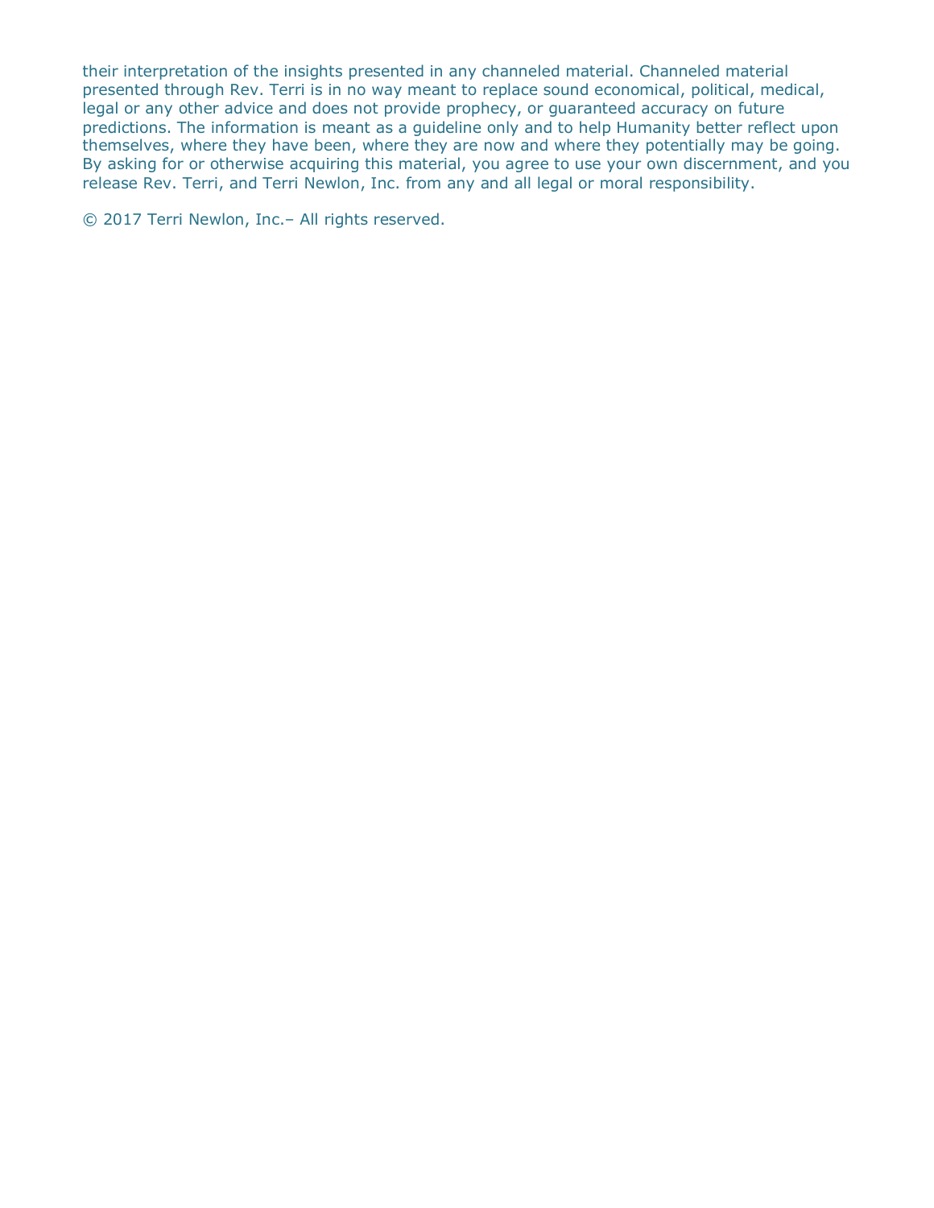their interpretation of the insights presented in any channeled material. Channeled material presented through Rev. Terri is in no way meant to replace sound economical, political, medical, legal or any other advice and does not provide prophecy, or guaranteed accuracy on future predictions. The information is meant as a guideline only and to help Humanity better reflect upon themselves, where they have been, where they are now and where they potentially may be going. By asking for or otherwise acquiring this material, you agree to use your own discernment, and you release Rev. Terri, and Terri Newlon, Inc. from any and all legal or moral responsibility.

© 2017 Terri Newlon, Inc.– All rights reserved.